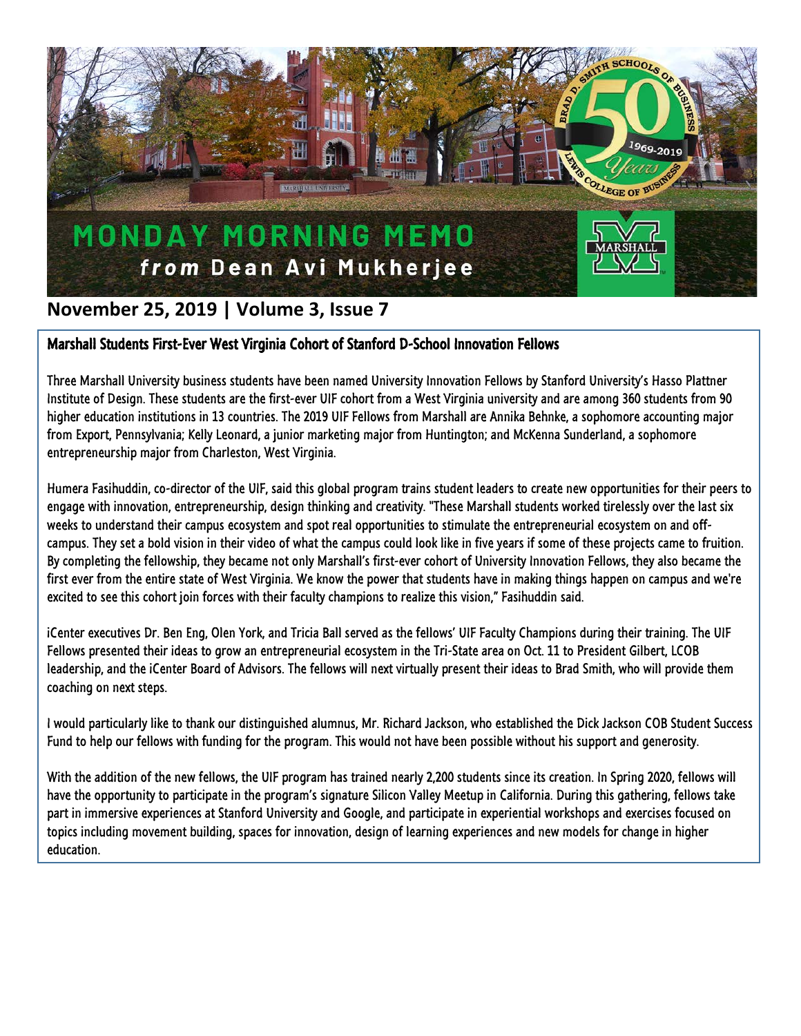# MONDAY MORNING MEMO

***from*** **Dean Avi Mukherjee**

## November 25, 2019 | Volume 3, Issue 7

### Marshall Students First-Ever West Virginia Cohort of Stanford D-School Innovation Fellows

Three Marshall University business students have been named University Innovation Fellows by Stanford University's Hasso Plattner Institute of Design. These students are the first-ever UIF cohort from a West Virginia university and are among 360 students from 90 higher education institutions in 13 countries. The 2019 UIF Fellows from Marshall are Annika Behnke, a sophomore accounting major from Export, Pennsylvania; Kelly Leonard, a junior marketing major from Huntington; and McKenna Sunderland, a sophomore entrepreneurship major from Charleston, West Virginia.

Humera Fasihuddin, co-director of the UIF, said this global program trains student leaders to create new opportunities for their peers to engage with innovation, entrepreneurship, design thinking and creativity. "These Marshall students worked tirelessly over the last six weeks to understand their campus ecosystem and spot real opportunities to stimulate the entrepreneurial ecosystem on and off-campus. They set a bold vision in their video of what the campus could look like in five years if some of these projects came to fruition. By completing the fellowship, they became not only Marshall's first-ever cohort of University Innovation Fellows, they also became the first ever from the entire state of West Virginia. We know the power that students have in making things happen on campus and we're excited to see this cohort join forces with their faculty champions to realize this vision," Fasihuddin said.

iCenter executives Dr. Ben Eng, Olen York, and Tricia Ball served as the fellows' UIF Faculty Champions during their training. The UIF Fellows presented their ideas to grow an entrepreneurial ecosystem in the Tri-State area on Oct. 11 to President Gilbert, LCOB leadership, and the iCenter Board of Advisors. The fellows will next virtually present their ideas to Brad Smith, who will provide them coaching on next steps.

I would particularly like to thank our distinguished alumnus, Mr. Richard Jackson, who established the Dick Jackson COB Student Success Fund to help our fellows with funding for the program. This would not have been possible without his support and generosity.

With the addition of the new fellows, the UIF program has trained nearly 2,200 students since its creation. In Spring 2020, fellows will have the opportunity to participate in the program's signature Silicon Valley Meetup in California. During this gathering, fellows take part in immersive experiences at Stanford University and Google, and participate in experiential workshops and exercises focused on topics including movement building, spaces for innovation, design of learning experiences and new models for change in higher education.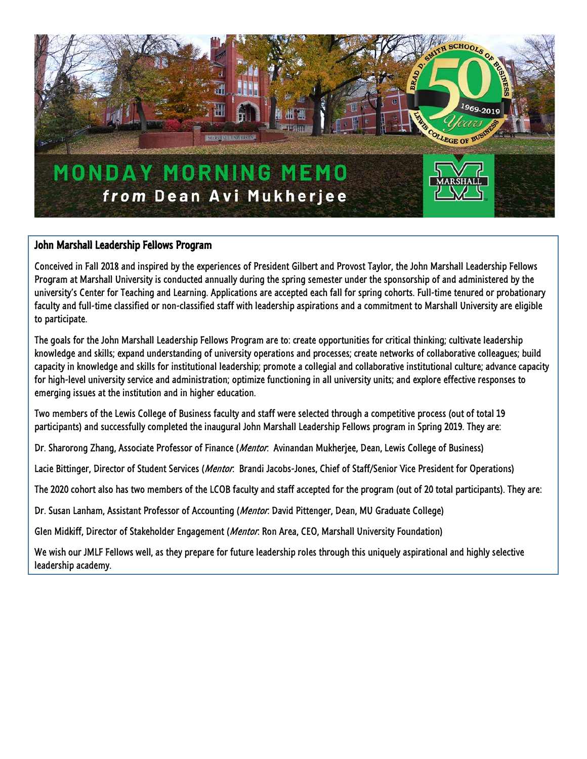# MONDAY MORNING MEMO
## *from* Dean Avi Mukherjee

### John Marshall Leadership Fellows Program

Conceived in Fall 2018 and inspired by the experiences of President Gilbert and Provost Taylor, the John Marshall Leadership Fellows Program at Marshall University is conducted annually during the spring semester under the sponsorship of and administered by the university's Center for Teaching and Learning. Applications are accepted each fall for spring cohorts. Full-time tenured or probationary faculty and full-time classified or non-classified staff with leadership aspirations and a commitment to Marshall University are eligible to participate.

The goals for the John Marshall Leadership Fellows Program are to: create opportunities for critical thinking; cultivate leadership knowledge and skills; expand understanding of university operations and processes; create networks of collaborative colleagues; build capacity in knowledge and skills for institutional leadership; promote a collegial and collaborative institutional culture; advance capacity for high-level university service and administration; optimize functioning in all university units; and explore effective responses to emerging issues at the institution and in higher education.

Two members of the Lewis College of Business faculty and staff were selected through a competitive process (out of total 19 participants) and successfully completed the inaugural John Marshall Leadership Fellows program in Spring 2019. They are:

Dr. Sharorong Zhang, Associate Professor of Finance (*Mentor*: Avinandan Mukherjee, Dean, Lewis College of Business)

Lacie Bittinger, Director of Student Services (*Mentor*: Brandi Jacobs-Jones, Chief of Staff/Senior Vice President for Operations)

The 2020 cohort also has two members of the LCOB faculty and staff accepted for the program (out of 20 total participants). They are:

Dr. Susan Lanham, Assistant Professor of Accounting (*Mentor*: David Pittenger, Dean, MU Graduate College)

Glen Midkiff, Director of Stakeholder Engagement (*Mentor*: Ron Area, CEO, Marshall University Foundation)

We wish our JMLF Fellows well, as they prepare for future leadership roles through this uniquely aspirational and highly selective leadership academy.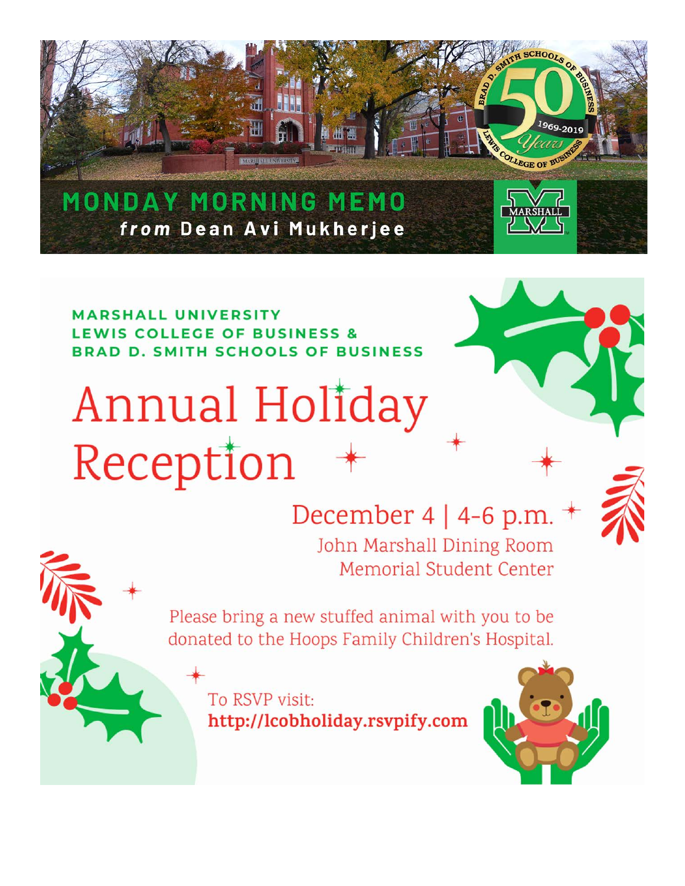# MONDAY MORNING MEMO

***from* Dean Avi Mukherjee**

**MARSHALL UNIVERSITY**
**LEWIS COLLEGE OF BUSINESS &**
**BRAD D. SMITH SCHOOLS OF BUSINESS**

## Annual Holiday Reception

December 4 | 4-6 p.m.

John Marshall Dining Room
Memorial Student Center

Please bring a new stuffed animal with you to be donated to the Hoops Family Children's Hospital.

To RSVP visit:
**http://lcobholiday.rsvpify.com**